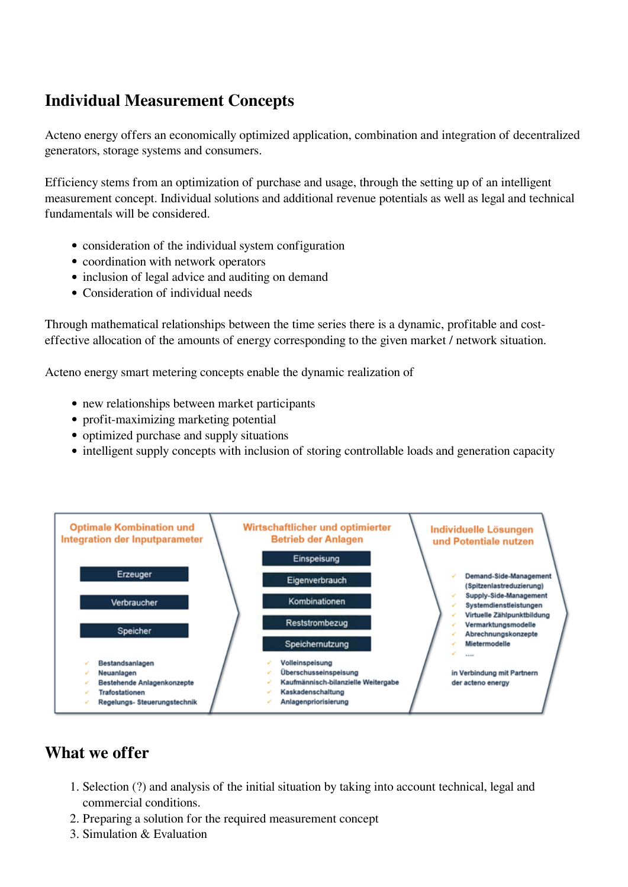## Individual Measurement Concepts

Acteno energy offers an economically optimized application, combination and integration of decentralized generators, storage systems and consumers.

Efficiency stems from an optimization of purchase and usage, through the setting up of an intelligent measurement concept. Individual solutions and additional revenue potentials as well as legal and technical fundamentals will be considered.

- consideration of the individual system configuration
- coordination with network operators
- inclusion of legal advice and auditing on demand
- Consideration of individual needs

Through mathematical relationships between the time series there is a dynamic, profitable and cost-effective allocation of the amounts of energy corresponding to the given market / network situation.

Acteno energy smart metering concepts enable the dynamic realization of

- new relationships between market participants
- profit-maximizing marketing potential
- optimized purchase and supply situations
- intelligent supply concepts with inclusion of storing controllable loads and generation capacity

**Optimale Kombination und Integration der Inputparameter**

- Erzeuger
- Verbraucher
- Speicher

- ✓ Bestandsanlagen
- ✓ Neuanlagen
- ✓ Bestehende Anlagenkonzepte
- ✓ Trafostationen
- ✓ Regelungs- Steuerungstechnik

**Wirtschaftlicher und optimierter Betrieb der Anlagen**

- Einspeisung
- Eigenverbrauch
- Kombinationen
- Reststrombezug
- Speichernutzung

- ✓ Volleinspeisung
- ✓ Überschusseinspeisung
- ✓ Kaufmännisch-bilanzielle Weitergabe
- ✓ Kaskadenschaltung
- ✓ Anlagenpriorisierung

**Individuelle Lösungen und Potentiale nutzen**

- ✓ Demand-Side-Management (Spitzenlastreduzierung)
- ✓ Supply-Side-Management
- ✓ Systemdienstleistungen
- ✓ Virtuelle Zählpunktbildung
- ✓ Vermarktungsmodelle
- ✓ Abrechnungskonzepte
- ✓ Mietermodelle
- ✓ ....

in Verbindung mit Partnern der acteno energy

## What we offer

1. Selection (?) and analysis of the initial situation by taking into account technical, legal and commercial conditions.
2. Preparing a solution for the required measurement concept
3. Simulation & Evaluation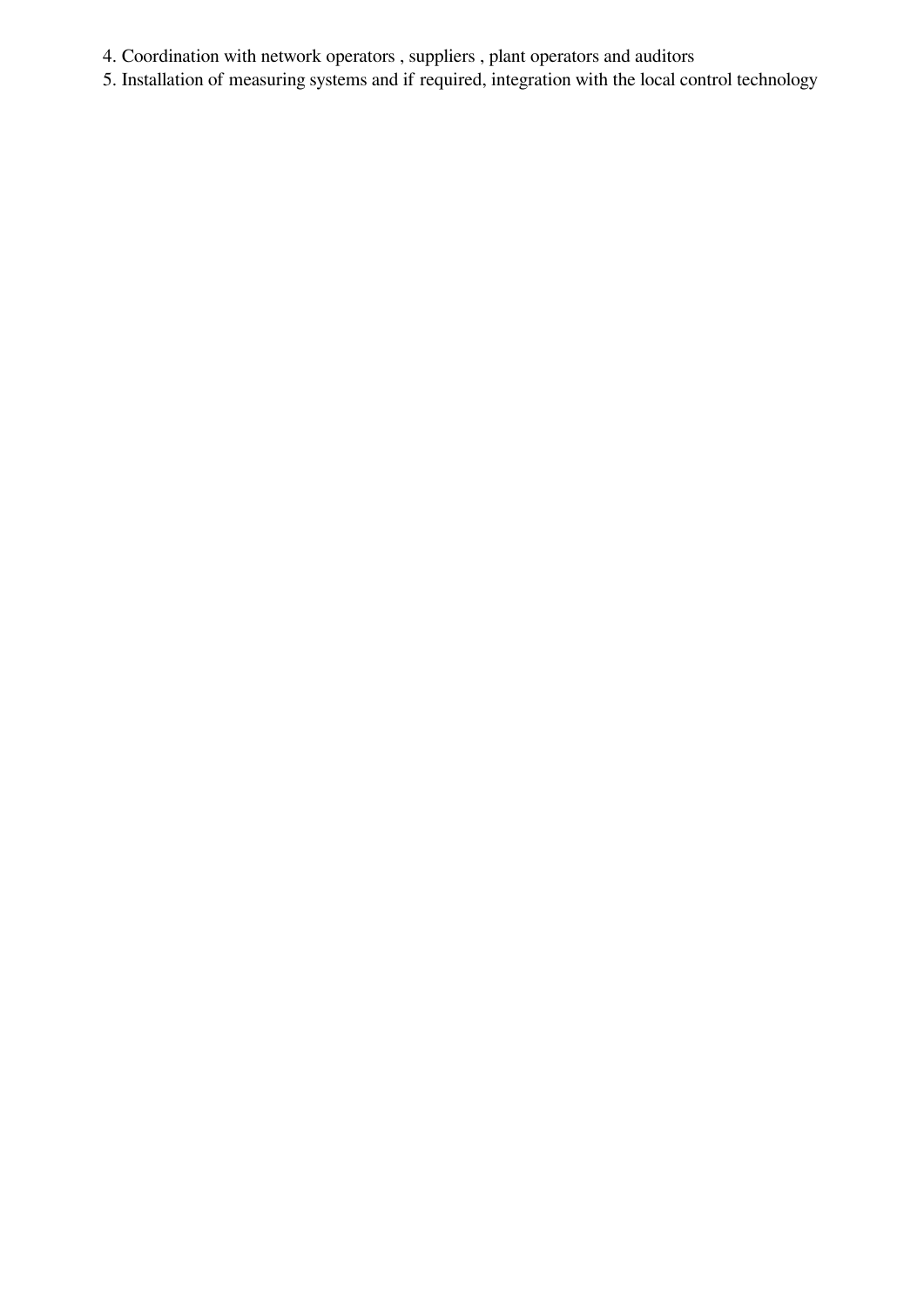4. Coordination with network operators , suppliers , plant operators and auditors
5. Installation of measuring systems and if required, integration with the local control technology